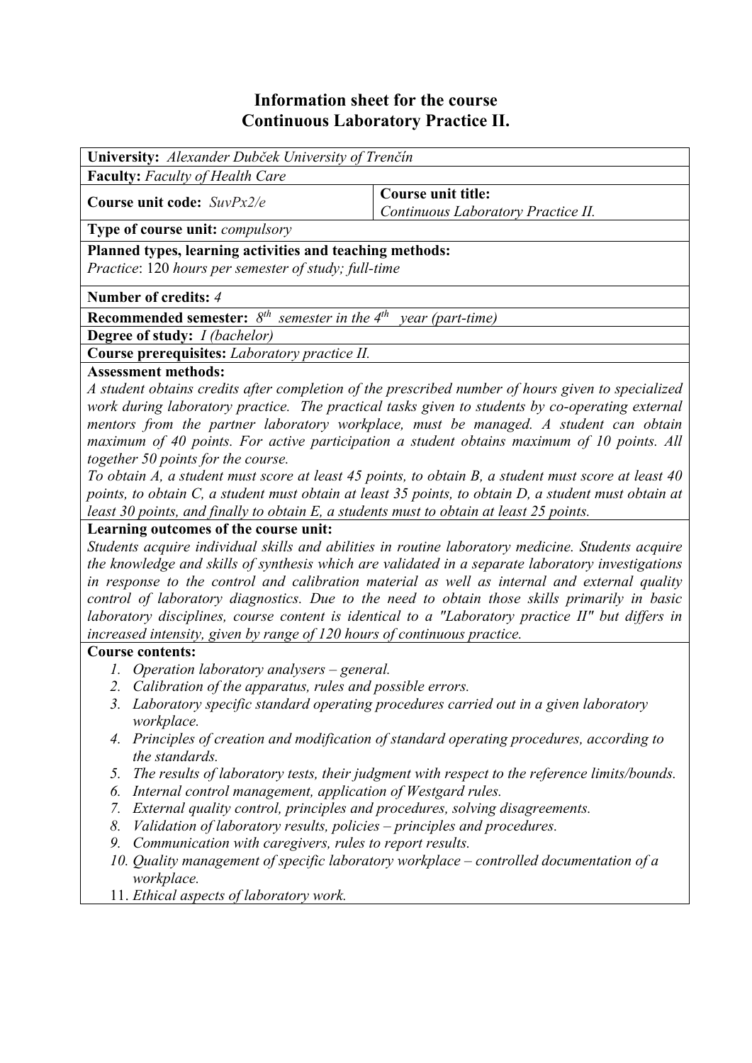# Information sheet for the course
# Continuous Laboratory Practice II.

**University:** *Alexander Dubček University of Trenčín*

**Faculty:** *Faculty of Health Care*

| **Course unit code:** *SuvPx2/e* | **Course unit title:** *Continuous Laboratory Practice II.* |
|---|---|

**Type of course unit:** *compulsory*

**Planned types, learning activities and teaching methods:**
*Practice*: 120 *hours per semester of study; full-time*

**Number of credits:** *4*

**Recommended semester:** *8th semester in the 4th year (part-time)*

**Degree of study:** *I (bachelor)*

**Course prerequisites:** *Laboratory practice II.*

**Assessment methods:**
*A student obtains credits after completion of the prescribed number of hours given to specialized work during laboratory practice. The practical tasks given to students by co-operating external mentors from the partner laboratory workplace, must be managed. A student can obtain maximum of 40 points. For active participation a student obtains maximum of 10 points. All together 50 points for the course.*
*To obtain A, a student must score at least 45 points, to obtain B, a student must score at least 40 points, to obtain C, a student must obtain at least 35 points, to obtain D, a student must obtain at least 30 points, and finally to obtain E, a students must to obtain at least 25 points.*

**Learning outcomes of the course unit:**
*Students acquire individual skills and abilities in routine laboratory medicine. Students acquire the knowledge and skills of synthesis which are validated in a separate laboratory investigations in response to the control and calibration material as well as internal and external quality control of laboratory diagnostics. Due to the need to obtain those skills primarily in basic laboratory disciplines, course content is identical to a "Laboratory practice II" but differs in increased intensity, given by range of 120 hours of continuous practice.*

**Course contents:**

1. *Operation laboratory analysers – general.*
2. *Calibration of the apparatus, rules and possible errors.*
3. *Laboratory specific standard operating procedures carried out in a given laboratory workplace.*
4. *Principles of creation and modification of standard operating procedures, according to the standards.*
5. *The results of laboratory tests, their judgment with respect to the reference limits/bounds.*
6. *Internal control management, application of Westgard rules.*
7. *External quality control, principles and procedures, solving disagreements.*
8. *Validation of laboratory results, policies – principles and procedures.*
9. *Communication with caregivers, rules to report results.*
10. *Quality management of specific laboratory workplace – controlled documentation of a workplace.*
11. *Ethical aspects of laboratory work.*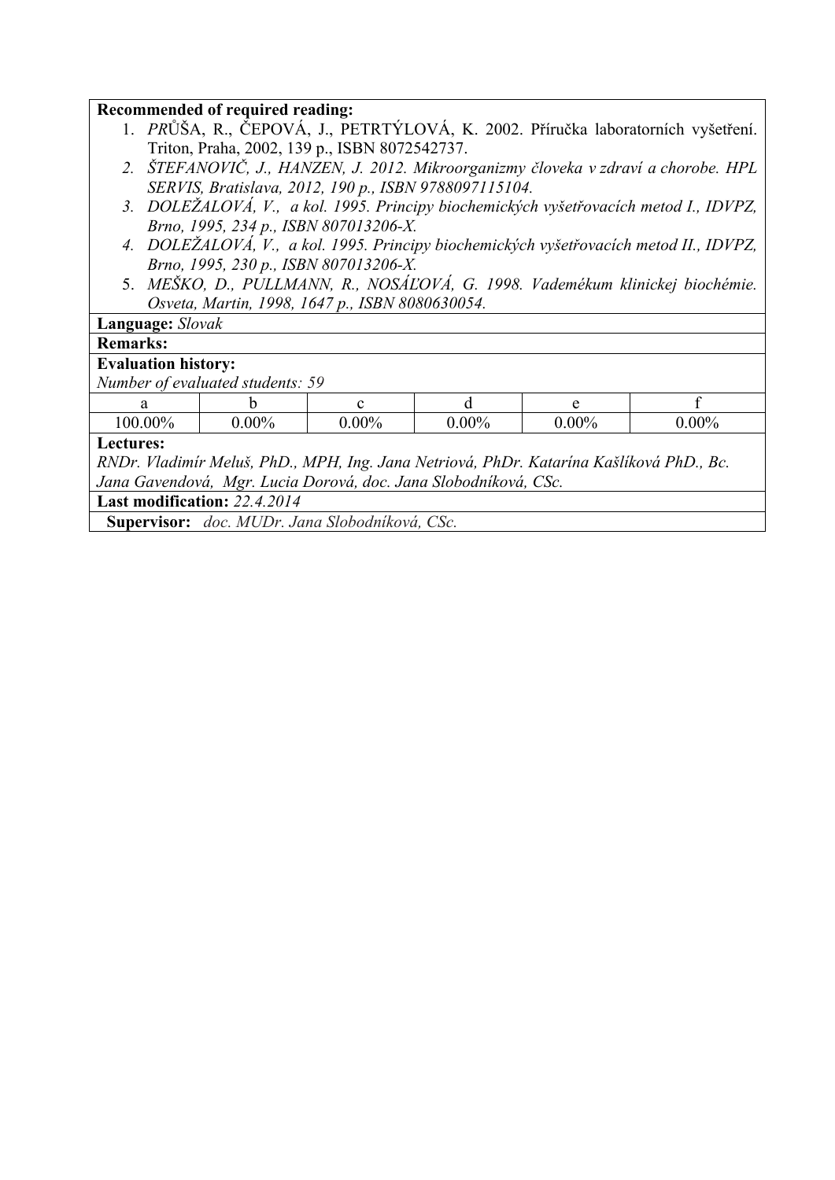**Recommended of required reading:**

1. *PRŮŠA*, R., ČEPOVÁ, J., PETRTÝLOVÁ, K. 2002. Příručka laboratorních vyšetření. Triton, Praha, 2002, 139 p., ISBN 8072542737.
2. *ŠTEFANOVIČ, J., HANZEN, J. 2012. Mikroorganizmy človeka v zdraví a chorobe. HPL SERVIS, Bratislava, 2012, 190 p., ISBN 9788097115104.*
3. *DOLEŽALOVÁ, V., a kol. 1995. Principy biochemických vyšetřovacích metod I., IDVPZ, Brno, 1995, 234 p., ISBN 807013206-X.*
4. *DOLEŽALOVÁ, V., a kol. 1995. Principy biochemických vyšetřovacích metod II., IDVPZ, Brno, 1995, 230 p., ISBN 807013206-X.*
5. *MEŠKO, D., PULLMANN, R., NOSÁĽOVÁ, G. 1998. Vademékum klinickej biochémie. Osveta, Martin, 1998, 1647 p., ISBN 8080630054.*

**Language:** *Slovak*

**Remarks:**

**Evaluation history:**

*Number of evaluated students: 59*

| a | b | c | d | e | f |
|---|---|---|---|---|---|
| 100.00% | 0.00% | 0.00% | 0.00% | 0.00% | 0.00% |

**Lectures:**

*RNDr. Vladimír Meluš, PhD., MPH, Ing. Jana Netriová, PhDr. Katarína Kašlíková PhD., Bc. Jana Gavendová, Mgr. Lucia Dorová, doc. Jana Slobodníková, CSc.*

**Last modification:** *22.4.2014*

**Supervisor:** *doc. MUDr. Jana Slobodníková, CSc.*